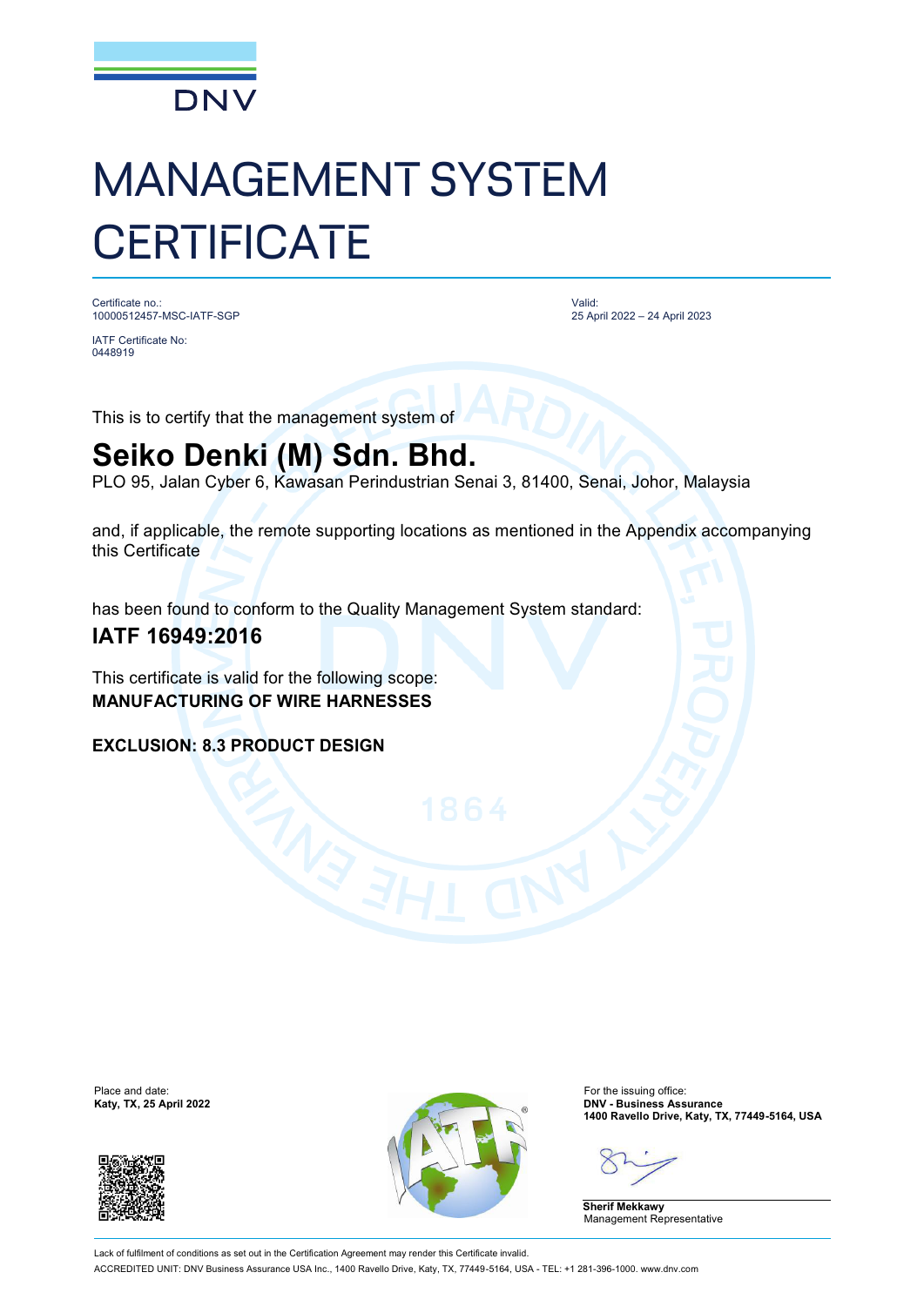DNV

# MANAGEMENT SYSTEM CERTIFICATE

Certificate no.:
10000512457-MSC-IATF-SGP

IATF Certificate No:
0448919

Valid:
25 April 2022 – 24 April 2023

This is to certify that the management system of

## Seiko Denki (M) Sdn. Bhd.

PLO 95, Jalan Cyber 6, Kawasan Perindustrian Senai 3, 81400, Senai, Johor, Malaysia

and, if applicable, the remote supporting locations as mentioned in the Appendix accompanying this Certificate

has been found to conform to the Quality Management System standard:

### IATF 16949:2016

This certificate is valid for the following scope:
**MANUFACTURING OF WIRE HARNESSES**

**EXCLUSION: 8.3 PRODUCT DESIGN**

Place and date:
**Katy, TX, 25 April 2022**

For the issuing office:
**DNV - Business Assurance**
**1400 Ravello Drive, Katy, TX, 77449-5164, USA**

**Sherif Mekkawy**
Management Representative

Lack of fulfilment of conditions as set out in the Certification Agreement may render this Certificate invalid.
ACCREDITED UNIT: DNV Business Assurance USA Inc., 1400 Ravello Drive, Katy, TX, 77449-5164, USA - TEL: +1 281-396-1000. www.dnv.com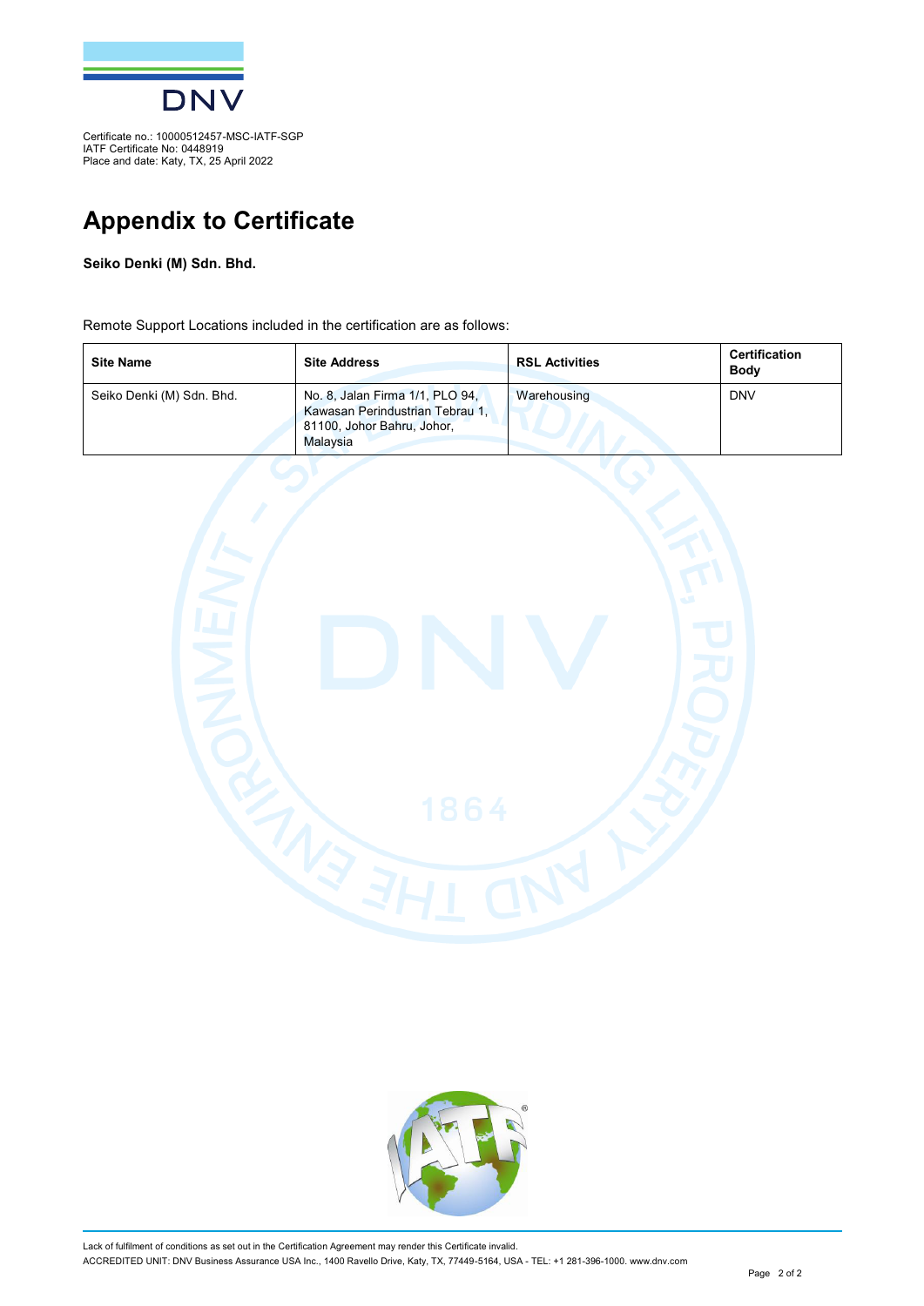Certificate no.: 10000512457-MSC-IATF-SGP
IATF Certificate No: 0448919
Place and date: Katy, TX, 25 April 2022

# Appendix to Certificate

**Seiko Denki (M) Sdn. Bhd.**

Remote Support Locations included in the certification are as follows:

| Site Name | Site Address | RSL Activities | Certification Body |
|---|---|---|---|
| Seiko Denki (M) Sdn. Bhd. | No. 8, Jalan Firma 1/1, PLO 94, Kawasan Perindustrian Tebrau 1, 81100, Johor Bahru, Johor, Malaysia | Warehousing | DNV |

Lack of fulfilment of conditions as set out in the Certification Agreement may render this Certificate invalid.

ACCREDITED UNIT: DNV Business Assurance USA Inc., 1400 Ravello Drive, Katy, TX, 77449-5164, USA - TEL: +1 281-396-1000. www.dnv.com